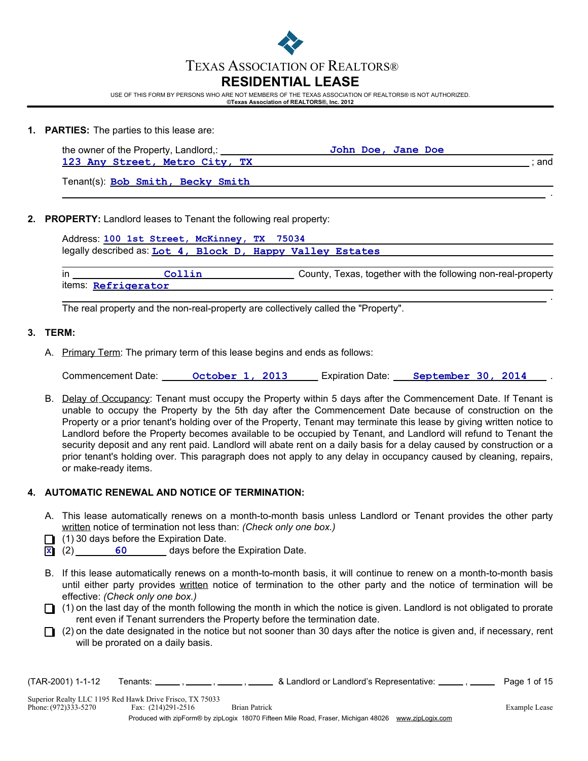TEXAS ASSOCIATION OF REALTORS®

# RESIDENTIAL LEASE

USE OF THIS FORM BY PERSONS WHO ARE NOT MEMBERS OF THE TEXAS ASSOCIATION OF REALTORS® IS NOT AUTHORIZED.
©Texas Association of REALTORS®, Inc. 2012

1. **PARTIES:** The parties to this lease are:

   the owner of the Property, Landlord,: John Doe, Jane Doe
   123 Any Street, Metro City, TX ; and

   Tenant(s): Bob Smith, Becky Smith .

2. **PROPERTY:** Landlord leases to Tenant the following real property:

   Address: 100 1st Street, McKinney, TX 75034
   legally described as: Lot 4, Block D, Happy Valley Estates

   in Collin County, Texas, together with the following non-real-property items: Refrigerator .

   The real property and the non-real-property are collectively called the "Property".

3. **TERM:**

   A. Primary Term: The primary term of this lease begins and ends as follows:

   Commencement Date: October 1, 2013 Expiration Date: September 30, 2014 .

   B. Delay of Occupancy: Tenant must occupy the Property within 5 days after the Commencement Date. If Tenant is unable to occupy the Property by the 5th day after the Commencement Date because of construction on the Property or a prior tenant's holding over of the Property, Tenant may terminate this lease by giving written notice to Landlord before the Property becomes available to be occupied by Tenant, and Landlord will refund to Tenant the security deposit and any rent paid. Landlord will abate rent on a daily basis for a delay caused by construction or a prior tenant's holding over. This paragraph does not apply to any delay in occupancy caused by cleaning, repairs, or make-ready items.

4. **AUTOMATIC RENEWAL AND NOTICE OF TERMINATION:**

   A. This lease automatically renews on a month-to-month basis unless Landlord or Tenant provides the other party written notice of termination not less than: *(Check only one box.)*

   - [ ] (1) 30 days before the Expiration Date.
   - [x] (2) 60 days before the Expiration Date.

   B. If this lease automatically renews on a month-to-month basis, it will continue to renew on a month-to-month basis until either party provides written notice of termination to the other party and the notice of termination will be effective: *(Check only one box.)*

   - [ ] (1) on the last day of the month following the month in which the notice is given. Landlord is not obligated to prorate rent even if Tenant surrenders the Property before the termination date.
   - [ ] (2) on the date designated in the notice but not sooner than 30 days after the notice is given and, if necessary, rent will be prorated on a daily basis.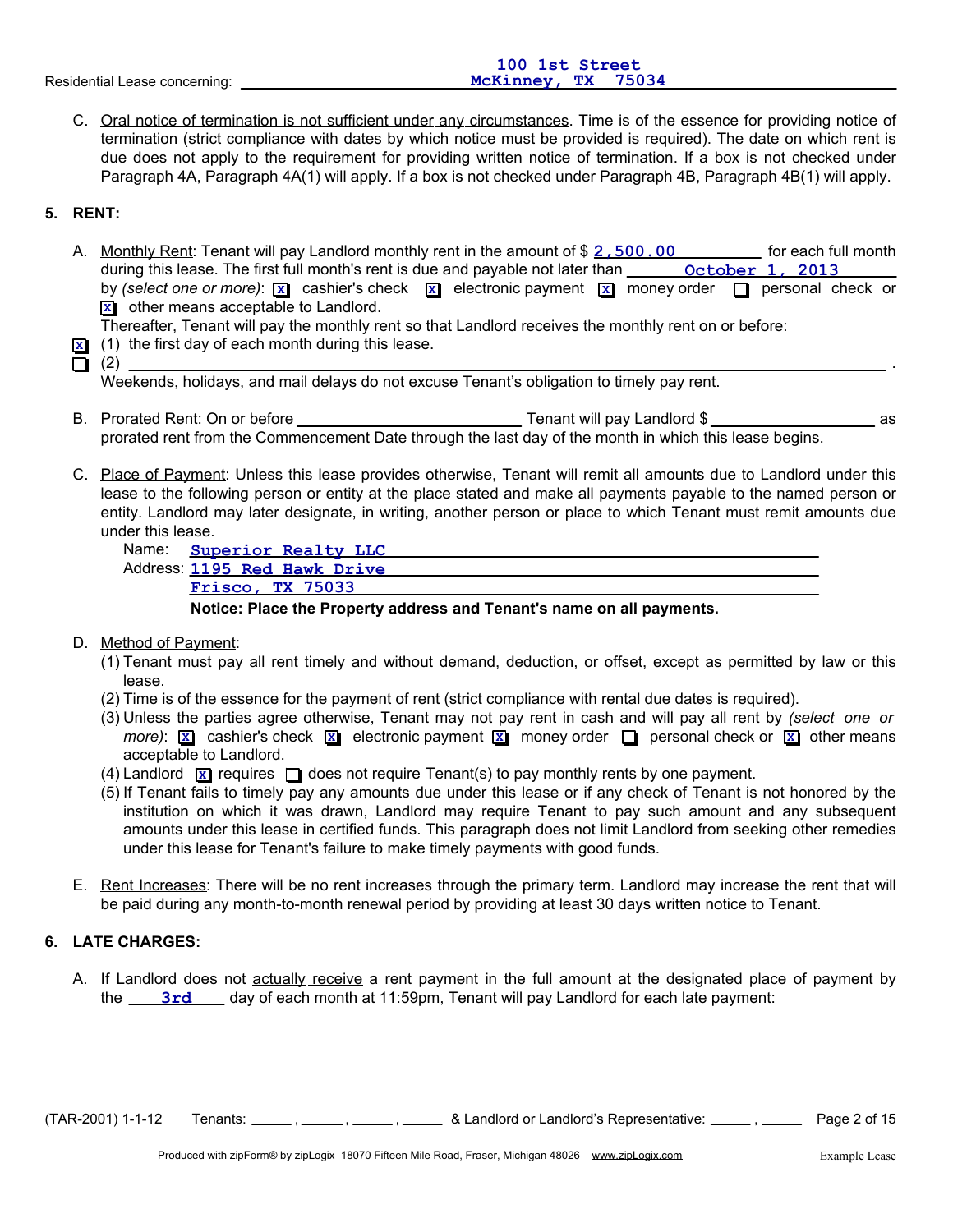Residential Lease concerning: 100 1st Street McKinney, TX 75034

C. Oral notice of termination is not sufficient under any circumstances. Time is of the essence for providing notice of termination (strict compliance with dates by which notice must be provided is required). The date on which rent is due does not apply to the requirement for providing written notice of termination. If a box is not checked under Paragraph 4A, Paragraph 4A(1) will apply. If a box is not checked under Paragraph 4B, Paragraph 4B(1) will apply.

## 5. RENT:

A. Monthly Rent: Tenant will pay Landlord monthly rent in the amount of $ **2,500.00** for each full month during this lease. The first full month's rent is due and payable not later than **October 1, 2013** by *(select one or more)*: [X] cashier's check [X] electronic payment [X] money order [ ] personal check or [X] other means acceptable to Landlord.

Thereafter, Tenant will pay the monthly rent so that Landlord receives the monthly rent on or before:

[X] (1) the first day of each month during this lease.

[ ] (2) \_\_\_\_\_\_\_\_\_\_\_\_\_\_\_\_\_\_\_\_\_\_\_\_\_\_\_\_\_\_\_\_\_\_\_\_\_\_\_\_ .

Weekends, holidays, and mail delays do not excuse Tenant's obligation to timely pay rent.

B. Prorated Rent: On or before \_\_\_\_\_\_\_\_\_\_\_\_\_\_\_\_\_\_\_\_ Tenant will pay Landlord $ \_\_\_\_\_\_\_\_\_\_\_\_\_\_\_\_ as prorated rent from the Commencement Date through the last day of the month in which this lease begins.

C. Place of Payment: Unless this lease provides otherwise, Tenant will remit all amounts due to Landlord under this lease to the following person or entity at the place stated and make all payments payable to the named person or entity. Landlord may later designate, in writing, another person or place to which Tenant must remit amounts due under this lease.

Name: **Superior Realty LLC**
Address: **1195 Red Hawk Drive**
**Frisco, TX 75033**

**Notice: Place the Property address and Tenant's name on all payments.**

D. Method of Payment:

(1) Tenant must pay all rent timely and without demand, deduction, or offset, except as permitted by law or this lease.

(2) Time is of the essence for the payment of rent (strict compliance with rental due dates is required).

(3) Unless the parties agree otherwise, Tenant may not pay rent in cash and will pay all rent by *(select one or more)*: [X] cashier's check [X] electronic payment [X] money order [ ] personal check or [X] other means acceptable to Landlord.

(4) Landlord [X] requires [ ] does not require Tenant(s) to pay monthly rents by one payment.

(5) If Tenant fails to timely pay any amounts due under this lease or if any check of Tenant is not honored by the institution on which it was drawn, Landlord may require Tenant to pay such amount and any subsequent amounts under this lease in certified funds. This paragraph does not limit Landlord from seeking other remedies under this lease for Tenant's failure to make timely payments with good funds.

E. Rent Increases: There will be no rent increases through the primary term. Landlord may increase the rent that will be paid during any month-to-month renewal period by providing at least 30 days written notice to Tenant.

## 6. LATE CHARGES:

A. If Landlord does not actually receive a rent payment in the full amount at the designated place of payment by the **3rd** day of each month at 11:59pm, Tenant will pay Landlord for each late payment:

(TAR-2001) 1-1-12 Tenants: \_\_\_\_\_, \_\_\_\_\_, \_\_\_\_\_, \_\_\_\_\_ & Landlord or Landlord's Representative: \_\_\_\_\_, \_\_\_\_\_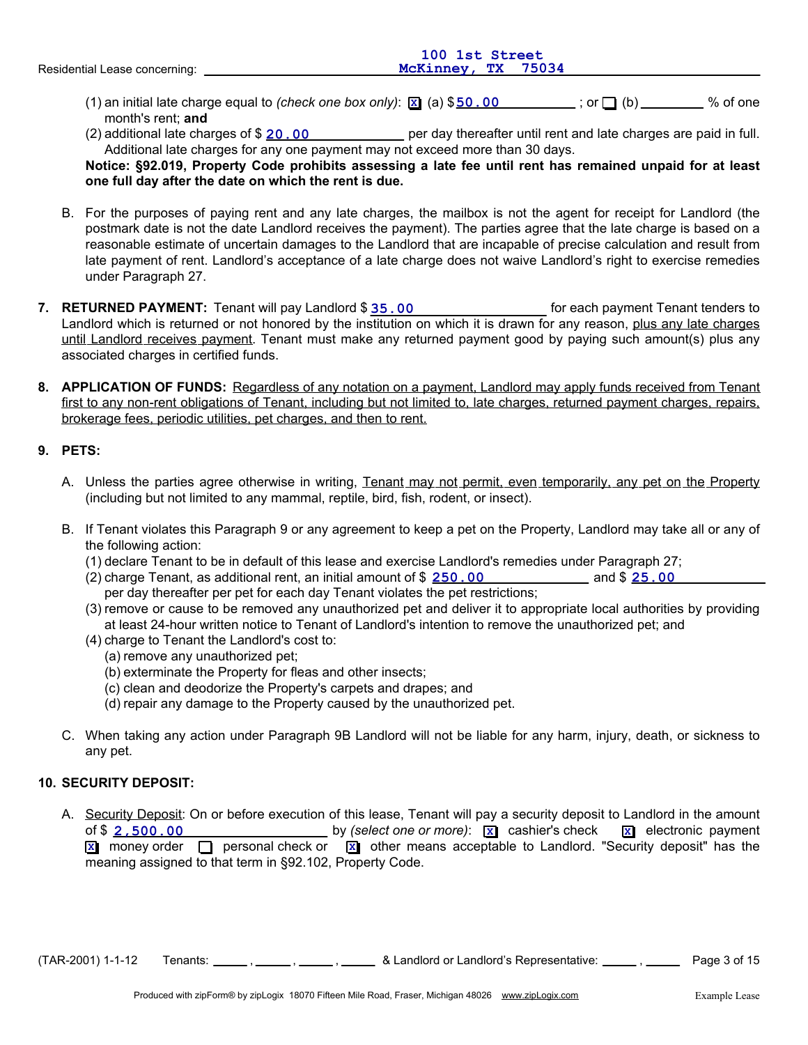Residential Lease concerning: 100 1st Street McKinney, TX 75034

(1) an initial late charge equal to *(check one box only)*: [X] (a) $ 50.00 ; or [ ] (b) ________ % of one month's rent; **and**

(2) additional late charges of $ 20.00 per day thereafter until rent and late charges are paid in full. Additional late charges for any one payment may not exceed more than 30 days.

**Notice: §92.019, Property Code prohibits assessing a late fee until rent has remained unpaid for at least one full day after the date on which the rent is due.**

B. For the purposes of paying rent and any late charges, the mailbox is not the agent for receipt for Landlord (the postmark date is not the date Landlord receives the payment). The parties agree that the late charge is based on a reasonable estimate of uncertain damages to the Landlord that are incapable of precise calculation and result from late payment of rent. Landlord's acceptance of a late charge does not waive Landlord's right to exercise remedies under Paragraph 27.

7. **RETURNED PAYMENT:** Tenant will pay Landlord $ 35.00 for each payment Tenant tenders to Landlord which is returned or not honored by the institution on which it is drawn for any reason, <u>plus any late charges until Landlord receives payment</u>. Tenant must make any returned payment good by paying such amount(s) plus any associated charges in certified funds.

8. **APPLICATION OF FUNDS:** <u>Regardless of any notation on a payment, Landlord may apply funds received from Tenant first to any non-rent obligations of Tenant, including but not limited to, late charges, returned payment charges, repairs, brokerage fees, periodic utilities, pet charges, and then to rent.</u>

9. **PETS:**

A. Unless the parties agree otherwise in writing, <u>Tenant may not permit, even temporarily, any pet on the Property</u> (including but not limited to any mammal, reptile, bird, fish, rodent, or insect).

B. If Tenant violates this Paragraph 9 or any agreement to keep a pet on the Property, Landlord may take all or any of the following action:

(1) declare Tenant to be in default of this lease and exercise Landlord's remedies under Paragraph 27;

(2) charge Tenant, as additional rent, an initial amount of $ 250.00 and $ 25.00 per day thereafter per pet for each day Tenant violates the pet restrictions;

(3) remove or cause to be removed any unauthorized pet and deliver it to appropriate local authorities by providing at least 24-hour written notice to Tenant of Landlord's intention to remove the unauthorized pet; and

(4) charge to Tenant the Landlord's cost to:

(a) remove any unauthorized pet;

(b) exterminate the Property for fleas and other insects;

(c) clean and deodorize the Property's carpets and drapes; and

(d) repair any damage to the Property caused by the unauthorized pet.

C. When taking any action under Paragraph 9B Landlord will not be liable for any harm, injury, death, or sickness to any pet.

10. **SECURITY DEPOSIT:**

A. <u>Security Deposit</u>: On or before execution of this lease, Tenant will pay a security deposit to Landlord in the amount of $ 2,500.00 by *(select one or more)*: [X] cashier's check [X] electronic payment [X] money order [ ] personal check or [X] other means acceptable to Landlord. "Security deposit" has the meaning assigned to that term in §92.102, Property Code.

(TAR-2001) 1-1-12 Tenants: _____, _____, _____, _____ & Landlord or Landlord's Representative: _____, _____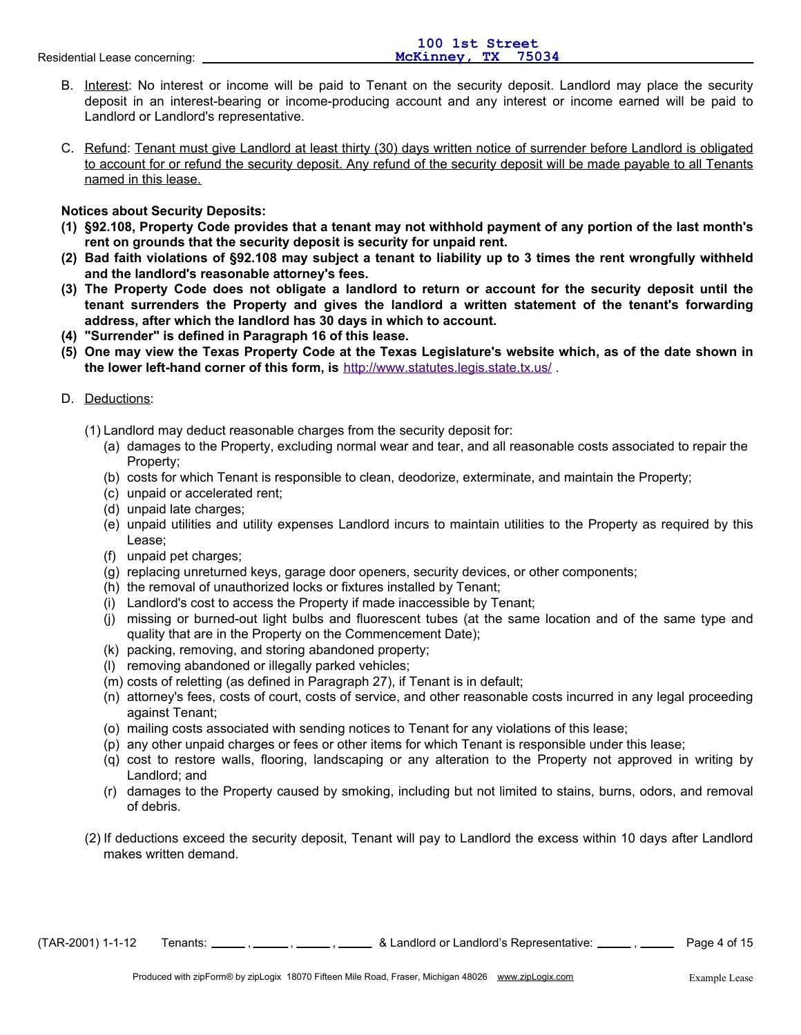B. Interest: No interest or income will be paid to Tenant on the security deposit. Landlord may place the security deposit in an interest-bearing or income-producing account and any interest or income earned will be paid to Landlord or Landlord's representative.

C. Refund: Tenant must give Landlord at least thirty (30) days written notice of surrender before Landlord is obligated to account for or refund the security deposit. Any refund of the security deposit will be made payable to all Tenants named in this lease.

**Notices about Security Deposits:**

**(1) §92.108, Property Code provides that a tenant may not withhold payment of any portion of the last month's rent on grounds that the security deposit is security for unpaid rent.**

**(2) Bad faith violations of §92.108 may subject a tenant to liability up to 3 times the rent wrongfully withheld and the landlord's reasonable attorney's fees.**

**(3) The Property Code does not obligate a landlord to return or account for the security deposit until the tenant surrenders the Property and gives the landlord a written statement of the tenant's forwarding address, after which the landlord has 30 days in which to account.**

**(4) "Surrender" is defined in Paragraph 16 of this lease.**

**(5) One may view the Texas Property Code at the Texas Legislature's website which, as of the date shown in the lower left-hand corner of this form, is** http://www.statutes.legis.state.tx.us/ .

D. Deductions:

(1) Landlord may deduct reasonable charges from the security deposit for:

- (a) damages to the Property, excluding normal wear and tear, and all reasonable costs associated to repair the Property;
- (b) costs for which Tenant is responsible to clean, deodorize, exterminate, and maintain the Property;
- (c) unpaid or accelerated rent;
- (d) unpaid late charges;
- (e) unpaid utilities and utility expenses Landlord incurs to maintain utilities to the Property as required by this Lease;
- (f) unpaid pet charges;
- (g) replacing unreturned keys, garage door openers, security devices, or other components;
- (h) the removal of unauthorized locks or fixtures installed by Tenant;
- (i) Landlord's cost to access the Property if made inaccessible by Tenant;
- (j) missing or burned-out light bulbs and fluorescent tubes (at the same location and of the same type and quality that are in the Property on the Commencement Date);
- (k) packing, removing, and storing abandoned property;
- (l) removing abandoned or illegally parked vehicles;
- (m) costs of reletting (as defined in Paragraph 27), if Tenant is in default;
- (n) attorney's fees, costs of court, costs of service, and other reasonable costs incurred in any legal proceeding against Tenant;
- (o) mailing costs associated with sending notices to Tenant for any violations of this lease;
- (p) any other unpaid charges or fees or other items for which Tenant is responsible under this lease;
- (q) cost to restore walls, flooring, landscaping or any alteration to the Property not approved in writing by Landlord; and
- (r) damages to the Property caused by smoking, including but not limited to stains, burns, odors, and removal of debris.

(2) If deductions exceed the security deposit, Tenant will pay to Landlord the excess within 10 days after Landlord makes written demand.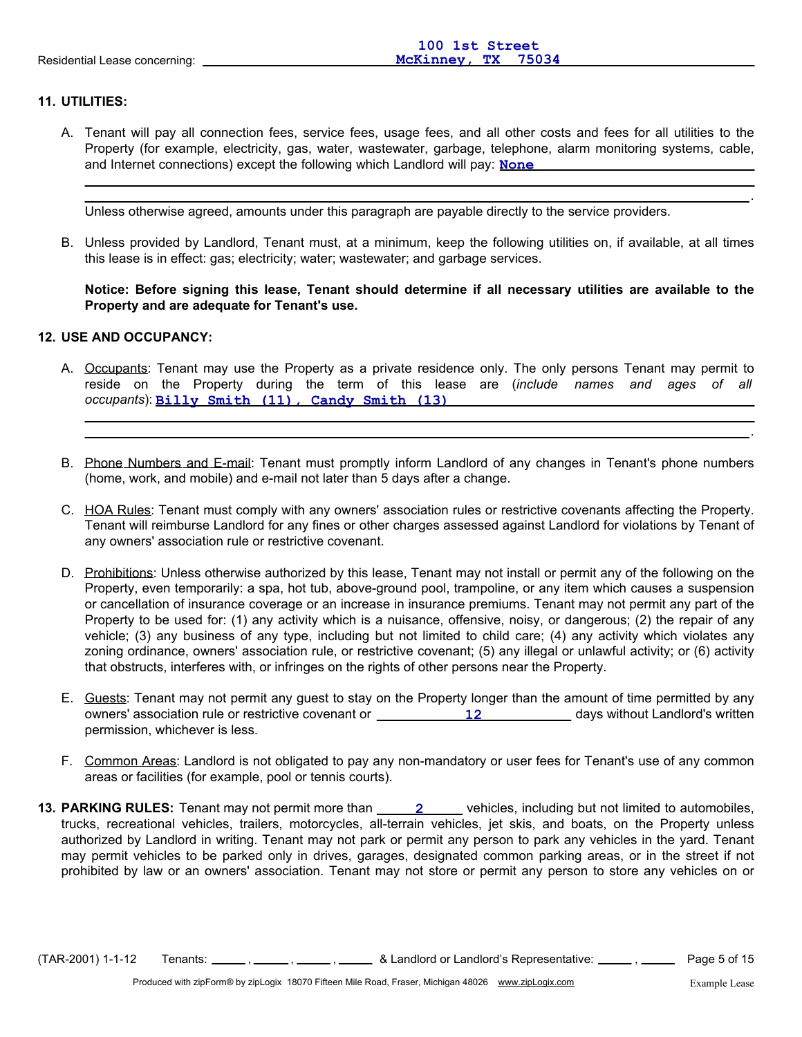Residential Lease concerning: 100 1st Street McKinney, TX 75034

**11. UTILITIES:**

A. Tenant will pay all connection fees, service fees, usage fees, and all other costs and fees for all utilities to the Property (for example, electricity, gas, water, wastewater, garbage, telephone, alarm monitoring systems, cable, and Internet connections) except the following which Landlord will pay: **None**

Unless otherwise agreed, amounts under this paragraph are payable directly to the service providers.

B. Unless provided by Landlord, Tenant must, at a minimum, keep the following utilities on, if available, at all times this lease is in effect: gas; electricity; water; wastewater; and garbage services.

**Notice: Before signing this lease, Tenant should determine if all necessary utilities are available to the Property and are adequate for Tenant's use.**

**12. USE AND OCCUPANCY:**

A. Occupants: Tenant may use the Property as a private residence only. The only persons Tenant may permit to reside on the Property during the term of this lease are (*include names and ages of all occupants*): **Billy Smith (11), Candy Smith (13)**

B. Phone Numbers and E-mail: Tenant must promptly inform Landlord of any changes in Tenant's phone numbers (home, work, and mobile) and e-mail not later than 5 days after a change.

C. HOA Rules: Tenant must comply with any owners' association rules or restrictive covenants affecting the Property. Tenant will reimburse Landlord for any fines or other charges assessed against Landlord for violations by Tenant of any owners' association rule or restrictive covenant.

D. Prohibitions: Unless otherwise authorized by this lease, Tenant may not install or permit any of the following on the Property, even temporarily: a spa, hot tub, above-ground pool, trampoline, or any item which causes a suspension or cancellation of insurance coverage or an increase in insurance premiums. Tenant may not permit any part of the Property to be used for: (1) any activity which is a nuisance, offensive, noisy, or dangerous; (2) the repair of any vehicle; (3) any business of any type, including but not limited to child care; (4) any activity which violates any zoning ordinance, owners' association rule, or restrictive covenant; (5) any illegal or unlawful activity; or (6) activity that obstructs, interferes with, or infringes on the rights of other persons near the Property.

E. Guests: Tenant may not permit any guest to stay on the Property longer than the amount of time permitted by any owners' association rule or restrictive covenant or **12** days without Landlord's written permission, whichever is less.

F. Common Areas: Landlord is not obligated to pay any non-mandatory or user fees for Tenant's use of any common areas or facilities (for example, pool or tennis courts).

**13. PARKING RULES:** Tenant may not permit more than **2** vehicles, including but not limited to automobiles, trucks, recreational vehicles, trailers, motorcycles, all-terrain vehicles, jet skis, and boats, on the Property unless authorized by Landlord in writing. Tenant may not park or permit any person to park any vehicles in the yard. Tenant may permit vehicles to be parked only in drives, garages, designated common parking areas, or in the street if not prohibited by law or an owners' association. Tenant may not store or permit any person to store any vehicles on or

(TAR-2001) 1-1-12 Tenants: \_\_\_\_\_, \_\_\_\_\_, \_\_\_\_\_, \_\_\_\_\_ & Landlord or Landlord's Representative: \_\_\_\_\_, \_\_\_\_\_

Produced with zipForm® by zipLogix 18070 Fifteen Mile Road, Fraser, Michigan 48026 www.zipLogix.com Example Lease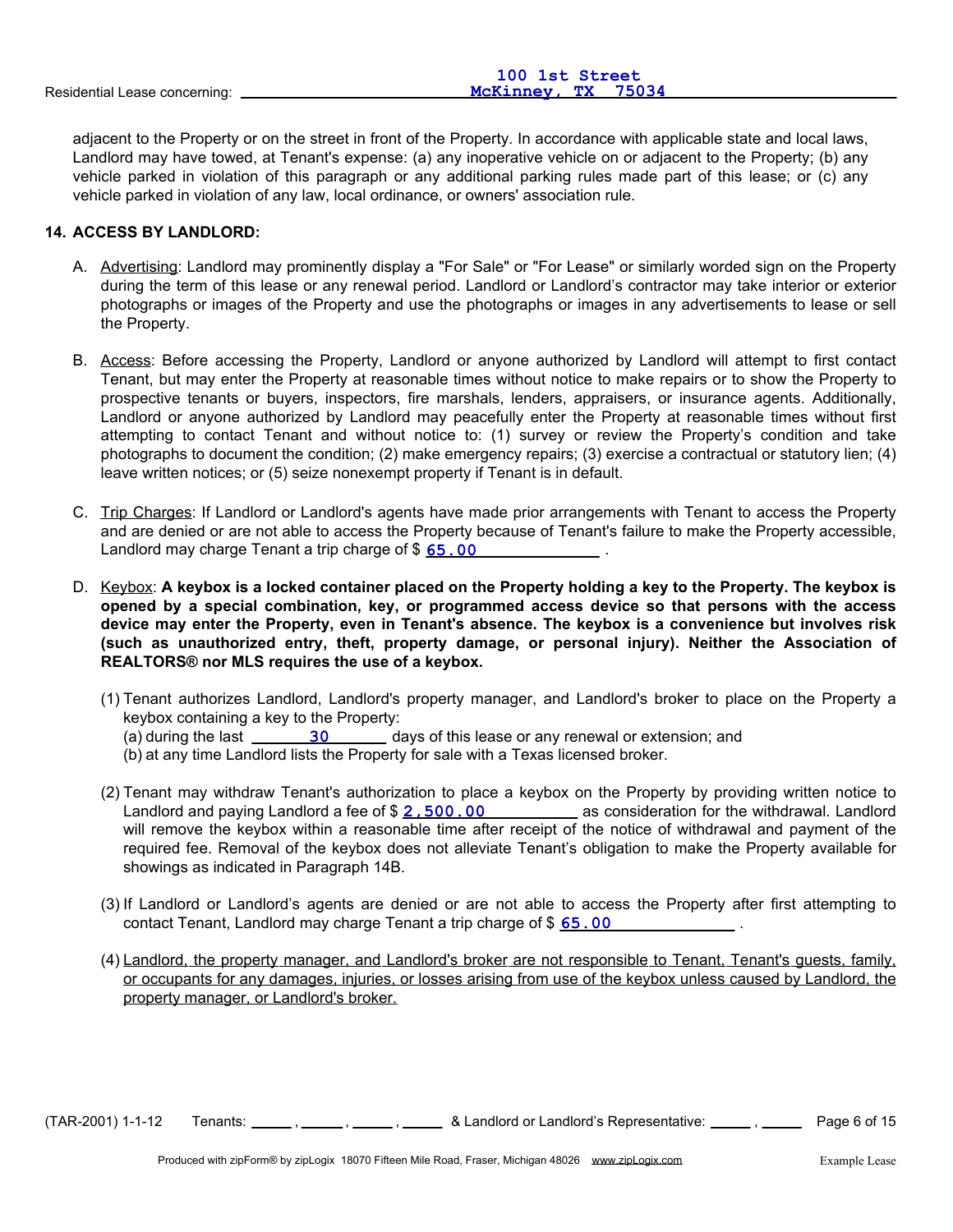adjacent to the Property or on the street in front of the Property. In accordance with applicable state and local laws, Landlord may have towed, at Tenant's expense: (a) any inoperative vehicle on or adjacent to the Property; (b) any vehicle parked in violation of this paragraph or any additional parking rules made part of this lease; or (c) any vehicle parked in violation of any law, local ordinance, or owners' association rule.

**14. ACCESS BY LANDLORD:**

A. Advertising: Landlord may prominently display a "For Sale" or "For Lease" or similarly worded sign on the Property during the term of this lease or any renewal period. Landlord or Landlord's contractor may take interior or exterior photographs or images of the Property and use the photographs or images in any advertisements to lease or sell the Property.

B. Access: Before accessing the Property, Landlord or anyone authorized by Landlord will attempt to first contact Tenant, but may enter the Property at reasonable times without notice to make repairs or to show the Property to prospective tenants or buyers, inspectors, fire marshals, lenders, appraisers, or insurance agents. Additionally, Landlord or anyone authorized by Landlord may peacefully enter the Property at reasonable times without first attempting to contact Tenant and without notice to: (1) survey or review the Property's condition and take photographs to document the condition; (2) make emergency repairs; (3) exercise a contractual or statutory lien; (4) leave written notices; or (5) seize nonexempt property if Tenant is in default.

C. Trip Charges: If Landlord or Landlord's agents have made prior arrangements with Tenant to access the Property and are denied or are not able to access the Property because of Tenant's failure to make the Property accessible, Landlord may charge Tenant a trip charge of $ 65.00 .

D. Keybox: **A keybox is a locked container placed on the Property holding a key to the Property. The keybox is opened by a special combination, key, or programmed access device so that persons with the access device may enter the Property, even in Tenant's absence. The keybox is a convenience but involves risk (such as unauthorized entry, theft, property damage, or personal injury). Neither the Association of REALTORS® nor MLS requires the use of a keybox.**

(1) Tenant authorizes Landlord, Landlord's property manager, and Landlord's broker to place on the Property a keybox containing a key to the Property:
(a) during the last 30 days of this lease or any renewal or extension; and
(b) at any time Landlord lists the Property for sale with a Texas licensed broker.

(2) Tenant may withdraw Tenant's authorization to place a keybox on the Property by providing written notice to Landlord and paying Landlord a fee of $ 2,500.00 as consideration for the withdrawal. Landlord will remove the keybox within a reasonable time after receipt of the notice of withdrawal and payment of the required fee. Removal of the keybox does not alleviate Tenant's obligation to make the Property available for showings as indicated in Paragraph 14B.

(3) If Landlord or Landlord's agents are denied or are not able to access the Property after first attempting to contact Tenant, Landlord may charge Tenant a trip charge of $ 65.00 .

(4) Landlord, the property manager, and Landlord's broker are not responsible to Tenant, Tenant's guests, family, or occupants for any damages, injuries, or losses arising from use of the keybox unless caused by Landlord, the property manager, or Landlord's broker.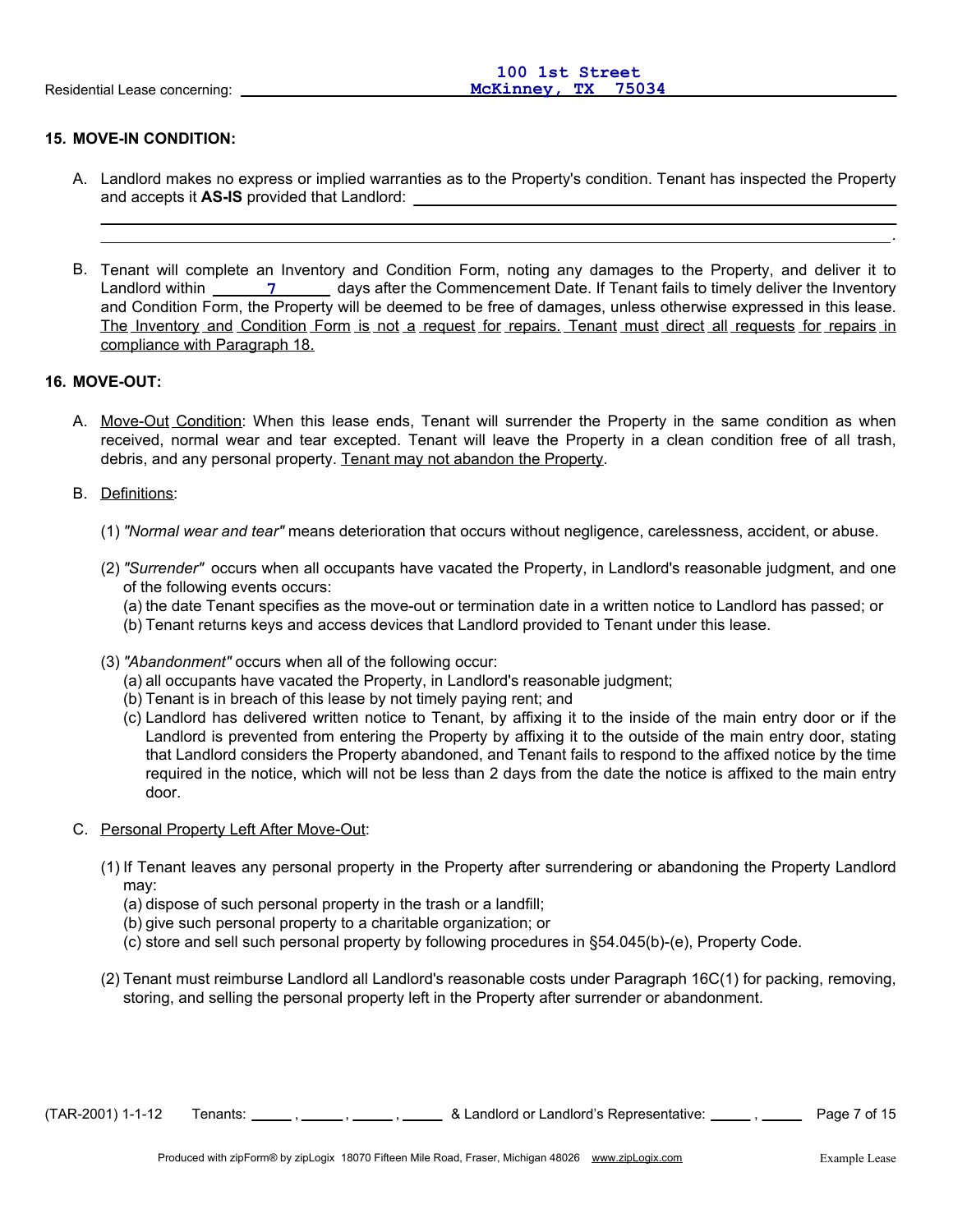Residential Lease concerning: 100 1st Street McKinney, TX 75034

**15. MOVE-IN CONDITION:**

A. Landlord makes no express or implied warranties as to the Property's condition. Tenant has inspected the Property and accepts it **AS-IS** provided that Landlord: ______________________________________________ .

B. Tenant will complete an Inventory and Condition Form, noting any damages to the Property, and deliver it to Landlord within 7 days after the Commencement Date. If Tenant fails to timely deliver the Inventory and Condition Form, the Property will be deemed to be free of damages, unless otherwise expressed in this lease. The Inventory and Condition Form is not a request for repairs. Tenant must direct all requests for repairs in compliance with Paragraph 18.

**16. MOVE-OUT:**

A. Move-Out Condition: When this lease ends, Tenant will surrender the Property in the same condition as when received, normal wear and tear excepted. Tenant will leave the Property in a clean condition free of all trash, debris, and any personal property. Tenant may not abandon the Property.

B. Definitions:

(1) *"Normal wear and tear"* means deterioration that occurs without negligence, carelessness, accident, or abuse.

(2) *"Surrender"* occurs when all occupants have vacated the Property, in Landlord's reasonable judgment, and one of the following events occurs:
(a) the date Tenant specifies as the move-out or termination date in a written notice to Landlord has passed; or
(b) Tenant returns keys and access devices that Landlord provided to Tenant under this lease.

(3) *"Abandonment"* occurs when all of the following occur:
(a) all occupants have vacated the Property, in Landlord's reasonable judgment;
(b) Tenant is in breach of this lease by not timely paying rent; and
(c) Landlord has delivered written notice to Tenant, by affixing it to the inside of the main entry door or if the Landlord is prevented from entering the Property by affixing it to the outside of the main entry door, stating that Landlord considers the Property abandoned, and Tenant fails to respond to the affixed notice by the time required in the notice, which will not be less than 2 days from the date the notice is affixed to the main entry door.

C. Personal Property Left After Move-Out:

(1) If Tenant leaves any personal property in the Property after surrendering or abandoning the Property Landlord may:
(a) dispose of such personal property in the trash or a landfill;
(b) give such personal property to a charitable organization; or
(c) store and sell such personal property by following procedures in §54.045(b)-(e), Property Code.

(2) Tenant must reimburse Landlord all Landlord's reasonable costs under Paragraph 16C(1) for packing, removing, storing, and selling the personal property left in the Property after surrender or abandonment.

(TAR-2001) 1-1-12 Tenants: _____ , _____ , _____ , _____ & Landlord or Landlord's Representative: _____ , _____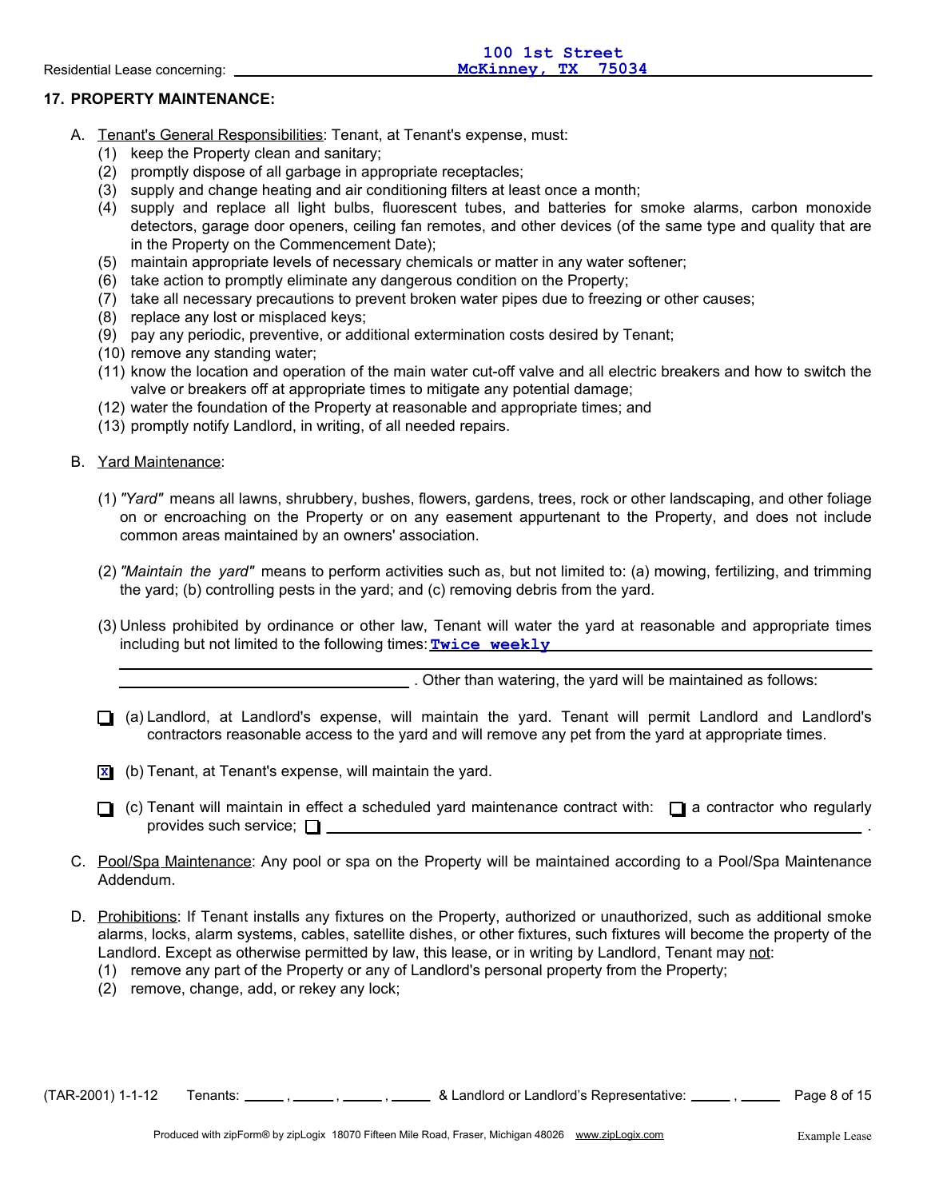Residential Lease concerning: 100 1st Street McKinney, TX 75034

## 17. PROPERTY MAINTENANCE:

A. Tenant's General Responsibilities: Tenant, at Tenant's expense, must:

(1) keep the Property clean and sanitary;
(2) promptly dispose of all garbage in appropriate receptacles;
(3) supply and change heating and air conditioning filters at least once a month;
(4) supply and replace all light bulbs, fluorescent tubes, and batteries for smoke alarms, carbon monoxide detectors, garage door openers, ceiling fan remotes, and other devices (of the same type and quality that are in the Property on the Commencement Date);
(5) maintain appropriate levels of necessary chemicals or matter in any water softener;
(6) take action to promptly eliminate any dangerous condition on the Property;
(7) take all necessary precautions to prevent broken water pipes due to freezing or other causes;
(8) replace any lost or misplaced keys;
(9) pay any periodic, preventive, or additional extermination costs desired by Tenant;
(10) remove any standing water;
(11) know the location and operation of the main water cut-off valve and all electric breakers and how to switch the valve or breakers off at appropriate times to mitigate any potential damage;
(12) water the foundation of the Property at reasonable and appropriate times; and
(13) promptly notify Landlord, in writing, of all needed repairs.

B. Yard Maintenance:

(1) *"Yard"* means all lawns, shrubbery, bushes, flowers, gardens, trees, rock or other landscaping, and other foliage on or encroaching on the Property or on any easement appurtenant to the Property, and does not include common areas maintained by an owners' association.

(2) *"Maintain the yard"* means to perform activities such as, but not limited to: (a) mowing, fertilizing, and trimming the yard; (b) controlling pests in the yard; and (c) removing debris from the yard.

(3) Unless prohibited by ordinance or other law, Tenant will water the yard at reasonable and appropriate times including but not limited to the following times: **Twice weekly** ______________________________ . Other than watering, the yard will be maintained as follows:

☐ (a) Landlord, at Landlord's expense, will maintain the yard. Tenant will permit Landlord and Landlord's contractors reasonable access to the yard and will remove any pet from the yard at appropriate times.

☒ (b) Tenant, at Tenant's expense, will maintain the yard.

☐ (c) Tenant will maintain in effect a scheduled yard maintenance contract with: ☐ a contractor who regularly provides such service; ☐ ______________________________ .

C. Pool/Spa Maintenance: Any pool or spa on the Property will be maintained according to a Pool/Spa Maintenance Addendum.

D. Prohibitions: If Tenant installs any fixtures on the Property, authorized or unauthorized, such as additional smoke alarms, locks, alarm systems, cables, satellite dishes, or other fixtures, such fixtures will become the property of the Landlord. Except as otherwise permitted by law, this lease, or in writing by Landlord, Tenant may not:

(1) remove any part of the Property or any of Landlord's personal property from the Property;
(2) remove, change, add, or rekey any lock;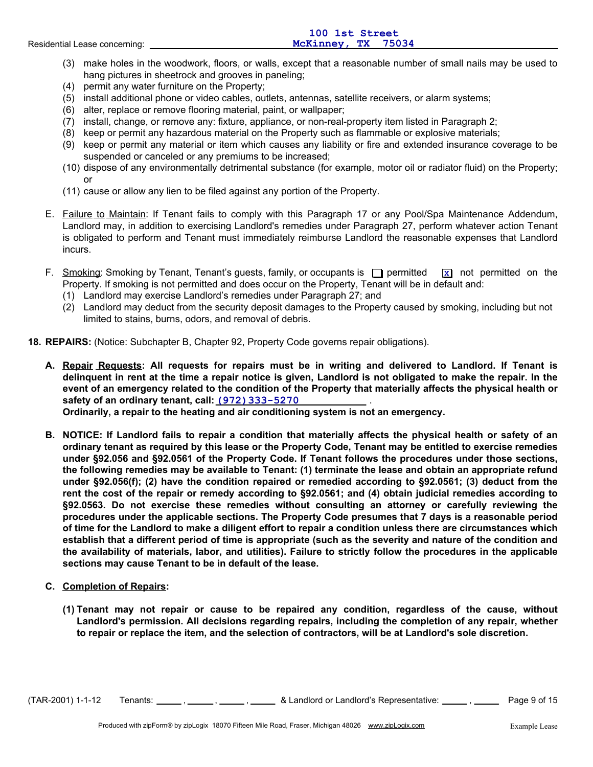(3) make holes in the woodwork, floors, or walls, except that a reasonable number of small nails may be used to hang pictures in sheetrock and grooves in paneling;
(4) permit any water furniture on the Property;
(5) install additional phone or video cables, outlets, antennas, satellite receivers, or alarm systems;
(6) alter, replace or remove flooring material, paint, or wallpaper;
(7) install, change, or remove any: fixture, appliance, or non-real-property item listed in Paragraph 2;
(8) keep or permit any hazardous material on the Property such as flammable or explosive materials;
(9) keep or permit any material or item which causes any liability or fire and extended insurance coverage to be suspended or canceled or any premiums to be increased;
(10) dispose of any environmentally detrimental substance (for example, motor oil or radiator fluid) on the Property; or
(11) cause or allow any lien to be filed against any portion of the Property.

E. Failure to Maintain: If Tenant fails to comply with this Paragraph 17 or any Pool/Spa Maintenance Addendum, Landlord may, in addition to exercising Landlord's remedies under Paragraph 27, perform whatever action Tenant is obligated to perform and Tenant must immediately reimburse Landlord the reasonable expenses that Landlord incurs.

F. Smoking: Smoking by Tenant, Tenant's guests, family, or occupants is ☐ permitted ☒ not permitted on the Property. If smoking is not permitted and does occur on the Property, Tenant will be in default and:
(1) Landlord may exercise Landlord's remedies under Paragraph 27; and
(2) Landlord may deduct from the security deposit damages to the Property caused by smoking, including but not limited to stains, burns, odors, and removal of debris.

**18. REPAIRS:** (Notice: Subchapter B, Chapter 92, Property Code governs repair obligations).

**A. Repair Requests: All requests for repairs must be in writing and delivered to Landlord. If Tenant is delinquent in rent at the time a repair notice is given, Landlord is not obligated to make the repair. In the event of an emergency related to the condition of the Property that materially affects the physical health or safety of an ordinary tenant, call: (972) 333-5270 .**
**Ordinarily, a repair to the heating and air conditioning system is not an emergency.**

**B. NOTICE: If Landlord fails to repair a condition that materially affects the physical health or safety of an ordinary tenant as required by this lease or the Property Code, Tenant may be entitled to exercise remedies under §92.056 and §92.0561 of the Property Code. If Tenant follows the procedures under those sections, the following remedies may be available to Tenant: (1) terminate the lease and obtain an appropriate refund under §92.056(f); (2) have the condition repaired or remedied according to §92.0561; (3) deduct from the rent the cost of the repair or remedy according to §92.0561; and (4) obtain judicial remedies according to §92.0563. Do not exercise these remedies without consulting an attorney or carefully reviewing the procedures under the applicable sections. The Property Code presumes that 7 days is a reasonable period of time for the Landlord to make a diligent effort to repair a condition unless there are circumstances which establish that a different period of time is appropriate (such as the severity and nature of the condition and the availability of materials, labor, and utilities). Failure to strictly follow the procedures in the applicable sections may cause Tenant to be in default of the lease.**

**C. Completion of Repairs:**

**(1) Tenant may not repair or cause to be repaired any condition, regardless of the cause, without Landlord's permission. All decisions regarding repairs, including the completion of any repair, whether to repair or replace the item, and the selection of contractors, will be at Landlord's sole discretion.**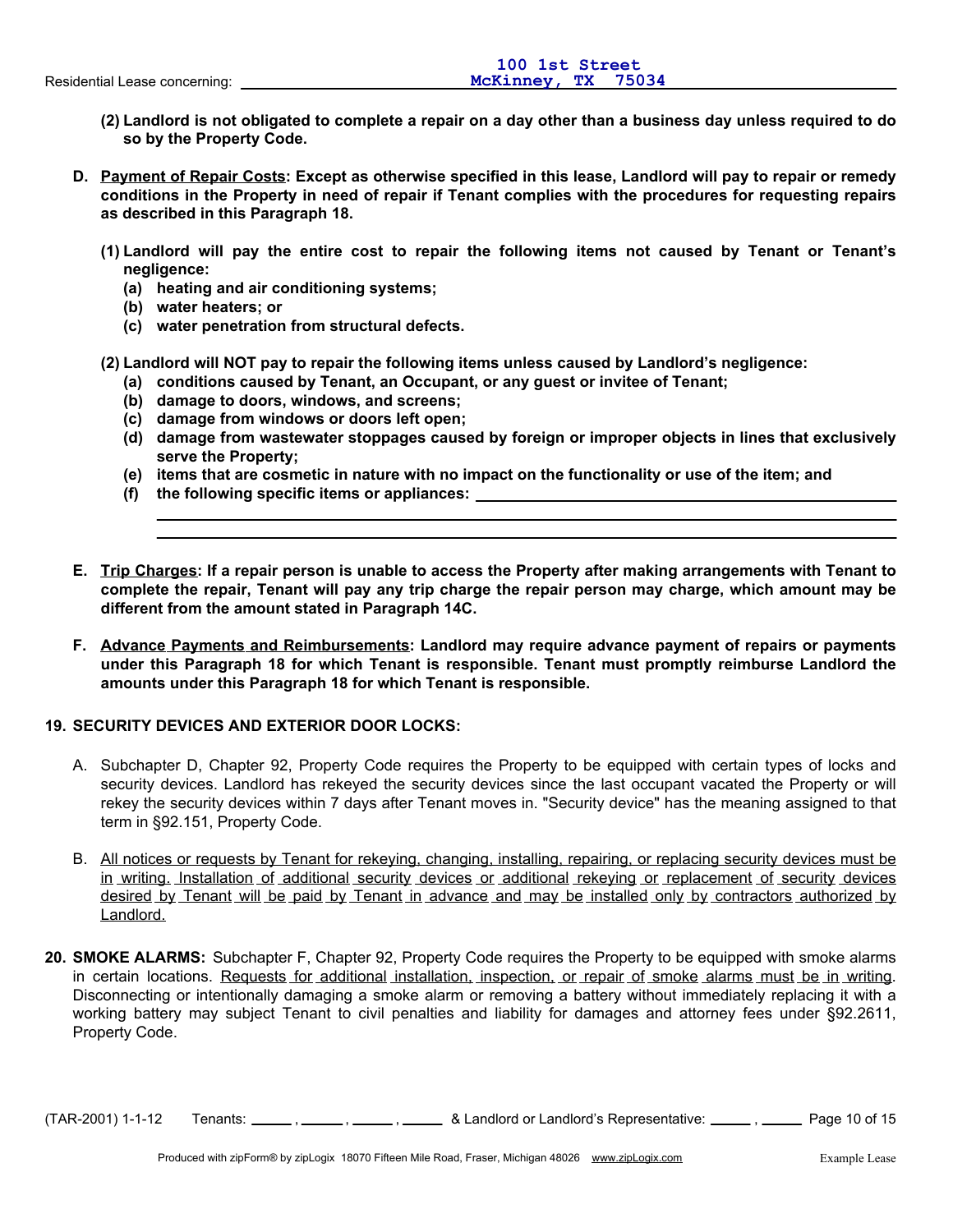**(2) Landlord is not obligated to complete a repair on a day other than a business day unless required to do so by the Property Code.**

**D. <u>Payment of Repair Costs</u>: Except as otherwise specified in this lease, Landlord will pay to repair or remedy conditions in the Property in need of repair if Tenant complies with the procedures for requesting repairs as described in this Paragraph 18.**

**(1) Landlord will pay the entire cost to repair the following items not caused by Tenant or Tenant's negligence:**

**(a) heating and air conditioning systems;**
**(b) water heaters; or**
**(c) water penetration from structural defects.**

**(2) Landlord will NOT pay to repair the following items unless caused by Landlord's negligence:**

**(a) conditions caused by Tenant, an Occupant, or any guest or invitee of Tenant;**
**(b) damage to doors, windows, and screens;**
**(c) damage from windows or doors left open;**
**(d) damage from wastewater stoppages caused by foreign or improper objects in lines that exclusively serve the Property;**
**(e) items that are cosmetic in nature with no impact on the functionality or use of the item; and**
**(f) the following specific items or appliances: ______________________________**

**E. <u>Trip Charges</u>: If a repair person is unable to access the Property after making arrangements with Tenant to complete the repair, Tenant will pay any trip charge the repair person may charge, which amount may be different from the amount stated in Paragraph 14C.**

**F. <u>Advance Payments and Reimbursements</u>: Landlord may require advance payment of repairs or payments under this Paragraph 18 for which Tenant is responsible. Tenant must promptly reimburse Landlord the amounts under this Paragraph 18 for which Tenant is responsible.**

**19. SECURITY DEVICES AND EXTERIOR DOOR LOCKS:**

A. Subchapter D, Chapter 92, Property Code requires the Property to be equipped with certain types of locks and security devices. Landlord has rekeyed the security devices since the last occupant vacated the Property or will rekey the security devices within 7 days after Tenant moves in. "Security device" has the meaning assigned to that term in §92.151, Property Code.

B. <u>All notices or requests by Tenant for rekeying, changing, installing, repairing, or replacing security devices must be in writing. Installation of additional security devices or additional rekeying or replacement of security devices desired by Tenant will be paid by Tenant in advance and may be installed only by contractors authorized by Landlord.</u>

**20. SMOKE ALARMS:** Subchapter F, Chapter 92, Property Code requires the Property to be equipped with smoke alarms in certain locations. <u>Requests for additional installation, inspection, or repair of smoke alarms must be in writing</u>. Disconnecting or intentionally damaging a smoke alarm or removing a battery without immediately replacing it with a working battery may subject Tenant to civil penalties and liability for damages and attorney fees under §92.2611, Property Code.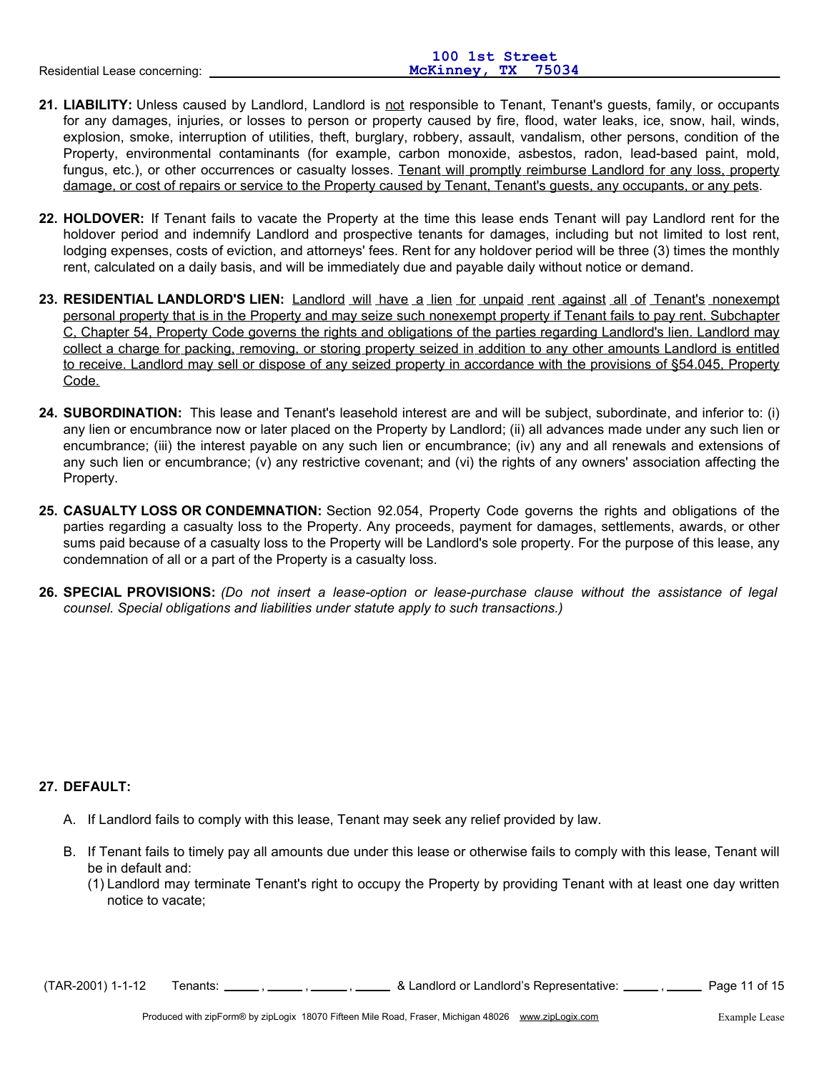**21. LIABILITY:** Unless caused by Landlord, Landlord is not responsible to Tenant, Tenant's guests, family, or occupants for any damages, injuries, or losses to person or property caused by fire, flood, water leaks, ice, snow, hail, winds, explosion, smoke, interruption of utilities, theft, burglary, robbery, assault, vandalism, other persons, condition of the Property, environmental contaminants (for example, carbon monoxide, asbestos, radon, lead-based paint, mold, fungus, etc.), or other occurrences or casualty losses. Tenant will promptly reimburse Landlord for any loss, property damage, or cost of repairs or service to the Property caused by Tenant, Tenant's guests, any occupants, or any pets.

**22. HOLDOVER:** If Tenant fails to vacate the Property at the time this lease ends Tenant will pay Landlord rent for the holdover period and indemnify Landlord and prospective tenants for damages, including but not limited to lost rent, lodging expenses, costs of eviction, and attorneys' fees. Rent for any holdover period will be three (3) times the monthly rent, calculated on a daily basis, and will be immediately due and payable daily without notice or demand.

**23. RESIDENTIAL LANDLORD'S LIEN:** Landlord will have a lien for unpaid rent against all of Tenant's nonexempt personal property that is in the Property and may seize such nonexempt property if Tenant fails to pay rent. Subchapter C, Chapter 54, Property Code governs the rights and obligations of the parties regarding Landlord's lien. Landlord may collect a charge for packing, removing, or storing property seized in addition to any other amounts Landlord is entitled to receive. Landlord may sell or dispose of any seized property in accordance with the provisions of §54.045, Property Code.

**24. SUBORDINATION:** This lease and Tenant's leasehold interest are and will be subject, subordinate, and inferior to: (i) any lien or encumbrance now or later placed on the Property by Landlord; (ii) all advances made under any such lien or encumbrance; (iii) the interest payable on any such lien or encumbrance; (iv) any and all renewals and extensions of any such lien or encumbrance; (v) any restrictive covenant; and (vi) the rights of any owners' association affecting the Property.

**25. CASUALTY LOSS OR CONDEMNATION:** Section 92.054, Property Code governs the rights and obligations of the parties regarding a casualty loss to the Property. Any proceeds, payment for damages, settlements, awards, or other sums paid because of a casualty loss to the Property will be Landlord's sole property. For the purpose of this lease, any condemnation of all or a part of the Property is a casualty loss.

**26. SPECIAL PROVISIONS:** *(Do not insert a lease-option or lease-purchase clause without the assistance of legal counsel. Special obligations and liabilities under statute apply to such transactions.)*

**27. DEFAULT:**

A. If Landlord fails to comply with this lease, Tenant may seek any relief provided by law.

B. If Tenant fails to timely pay all amounts due under this lease or otherwise fails to comply with this lease, Tenant will be in default and:

(1) Landlord may terminate Tenant's right to occupy the Property by providing Tenant with at least one day written notice to vacate;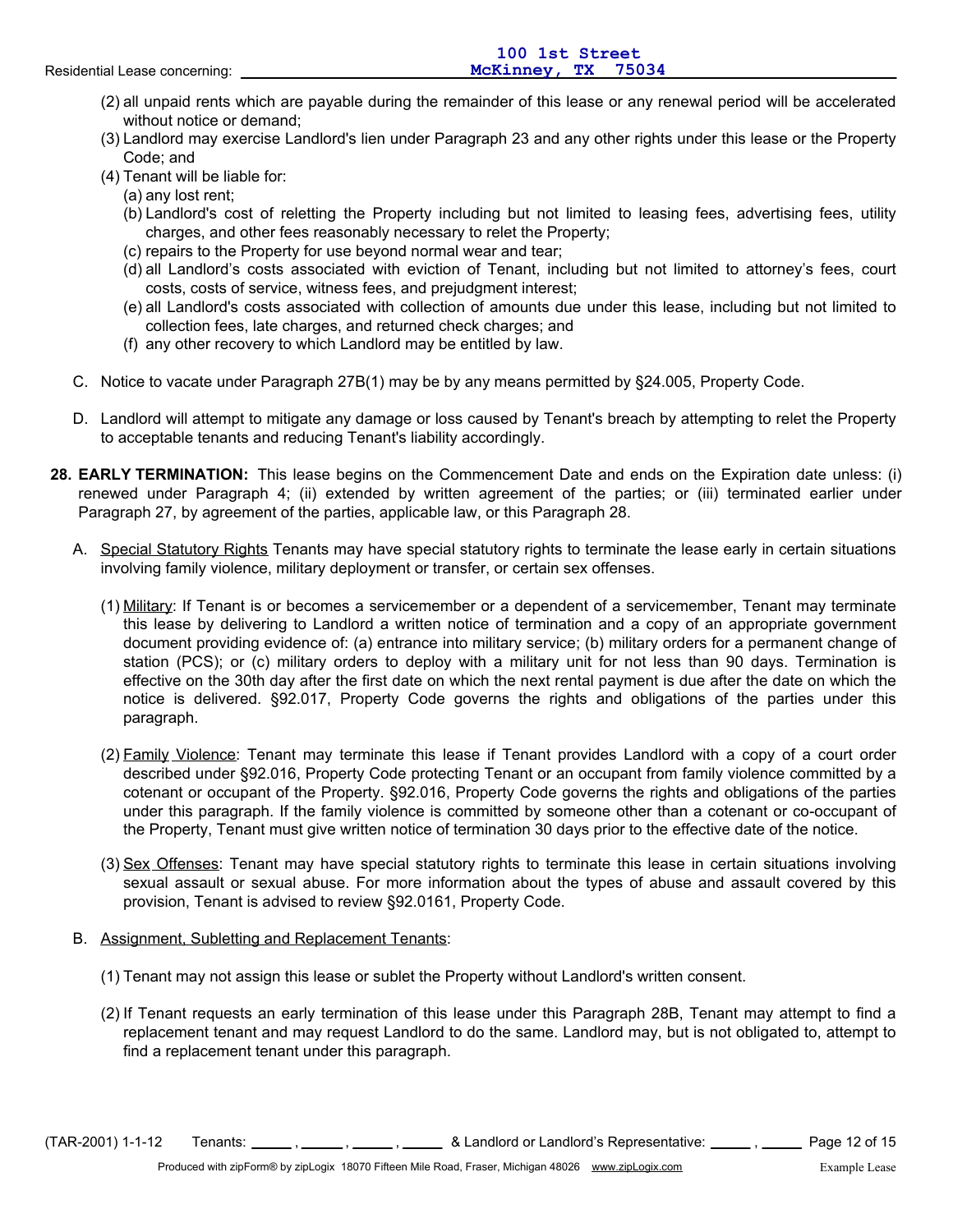(2) all unpaid rents which are payable during the remainder of this lease or any renewal period will be accelerated without notice or demand;

(3) Landlord may exercise Landlord's lien under Paragraph 23 and any other rights under this lease or the Property Code; and

(4) Tenant will be liable for:

   (a) any lost rent;

   (b) Landlord's cost of reletting the Property including but not limited to leasing fees, advertising fees, utility charges, and other fees reasonably necessary to relet the Property;

   (c) repairs to the Property for use beyond normal wear and tear;

   (d) all Landlord's costs associated with eviction of Tenant, including but not limited to attorney's fees, court costs, costs of service, witness fees, and prejudgment interest;

   (e) all Landlord's costs associated with collection of amounts due under this lease, including but not limited to collection fees, late charges, and returned check charges; and

   (f) any other recovery to which Landlord may be entitled by law.

C. Notice to vacate under Paragraph 27B(1) may be by any means permitted by §24.005, Property Code.

D. Landlord will attempt to mitigate any damage or loss caused by Tenant's breach by attempting to relet the Property to acceptable tenants and reducing Tenant's liability accordingly.

**28. EARLY TERMINATION:** This lease begins on the Commencement Date and ends on the Expiration date unless: (i) renewed under Paragraph 4; (ii) extended by written agreement of the parties; or (iii) terminated earlier under Paragraph 27, by agreement of the parties, applicable law, or this Paragraph 28.

A. Special Statutory Rights Tenants may have special statutory rights to terminate the lease early in certain situations involving family violence, military deployment or transfer, or certain sex offenses.

   (1) Military: If Tenant is or becomes a servicemember or a dependent of a servicemember, Tenant may terminate this lease by delivering to Landlord a written notice of termination and a copy of an appropriate government document providing evidence of: (a) entrance into military service; (b) military orders for a permanent change of station (PCS); or (c) military orders to deploy with a military unit for not less than 90 days. Termination is effective on the 30th day after the first date on which the next rental payment is due after the date on which the notice is delivered. §92.017, Property Code governs the rights and obligations of the parties under this paragraph.

   (2) Family Violence: Tenant may terminate this lease if Tenant provides Landlord with a copy of a court order described under §92.016, Property Code protecting Tenant or an occupant from family violence committed by a cotenant or occupant of the Property. §92.016, Property Code governs the rights and obligations of the parties under this paragraph. If the family violence is committed by someone other than a cotenant or co-occupant of the Property, Tenant must give written notice of termination 30 days prior to the effective date of the notice.

   (3) Sex Offenses: Tenant may have special statutory rights to terminate this lease in certain situations involving sexual assault or sexual abuse. For more information about the types of abuse and assault covered by this provision, Tenant is advised to review §92.0161, Property Code.

B. Assignment, Subletting and Replacement Tenants:

   (1) Tenant may not assign this lease or sublet the Property without Landlord's written consent.

   (2) If Tenant requests an early termination of this lease under this Paragraph 28B, Tenant may attempt to find a replacement tenant and may request Landlord to do the same. Landlord may, but is not obligated to, attempt to find a replacement tenant under this paragraph.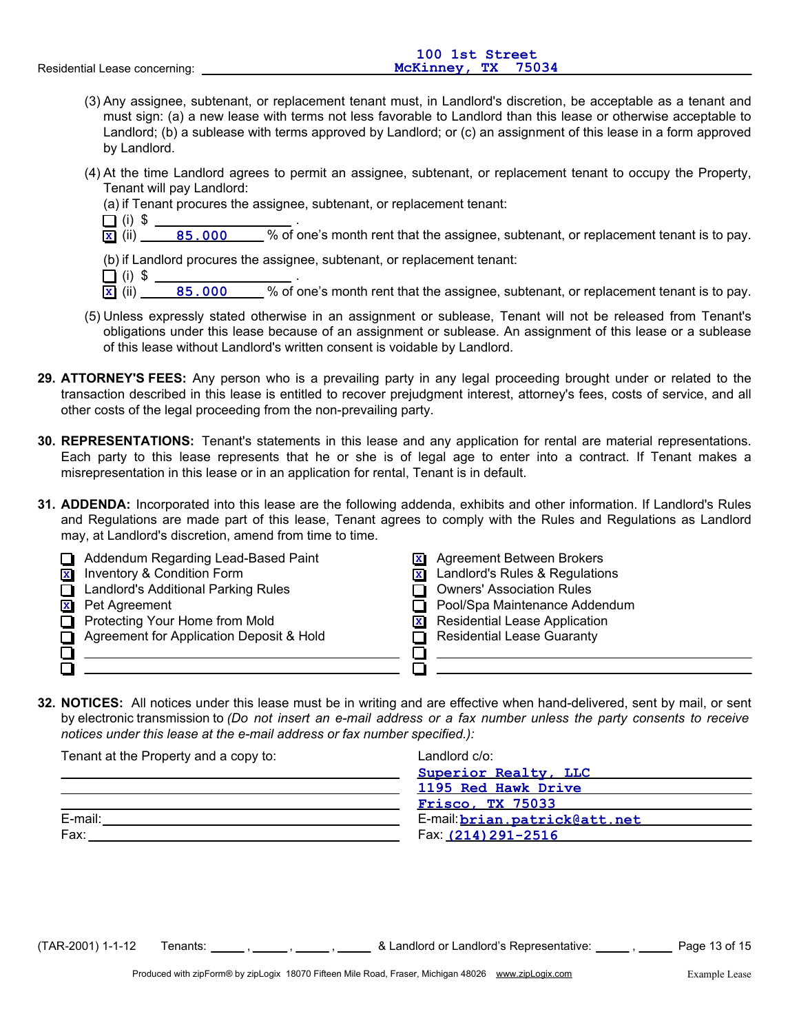Residential Lease concerning: 100 1st Street McKinney, TX 75034

(3) Any assignee, subtenant, or replacement tenant must, in Landlord's discretion, be acceptable as a tenant and must sign: (a) a new lease with terms not less favorable to Landlord than this lease or otherwise acceptable to Landlord; (b) a sublease with terms approved by Landlord; or (c) an assignment of this lease in a form approved by Landlord.

(4) At the time Landlord agrees to permit an assignee, subtenant, or replacement tenant to occupy the Property, Tenant will pay Landlord:

(a) if Tenant procures the assignee, subtenant, or replacement tenant:

☐ (i) $ ________ .
☒ (ii) 85.000 % of one's month rent that the assignee, subtenant, or replacement tenant is to pay.

(b) if Landlord procures the assignee, subtenant, or replacement tenant:

☐ (i) $ ________ .
☒ (ii) 85.000 % of one's month rent that the assignee, subtenant, or replacement tenant is to pay.

(5) Unless expressly stated otherwise in an assignment or sublease, Tenant will not be released from Tenant's obligations under this lease because of an assignment or sublease. An assignment of this lease or a sublease of this lease without Landlord's written consent is voidable by Landlord.

**29. ATTORNEY'S FEES:** Any person who is a prevailing party in any legal proceeding brought under or related to the transaction described in this lease is entitled to recover prejudgment interest, attorney's fees, costs of service, and all other costs of the legal proceeding from the non-prevailing party.

**30. REPRESENTATIONS:** Tenant's statements in this lease and any application for rental are material representations. Each party to this lease represents that he or she is of legal age to enter into a contract. If Tenant makes a misrepresentation in this lease or in an application for rental, Tenant is in default.

**31. ADDENDA:** Incorporated into this lease are the following addenda, exhibits and other information. If Landlord's Rules and Regulations are made part of this lease, Tenant agrees to comply with the Rules and Regulations as Landlord may, at Landlord's discretion, amend from time to time.

- ☐ Addendum Regarding Lead-Based Paint
- ☒ Inventory & Condition Form
- ☐ Landlord's Additional Parking Rules
- ☒ Pet Agreement
- ☐ Protecting Your Home from Mold
- ☐ Agreement for Application Deposit & Hold
- ☐ ________
- ☐ ________
- ☒ Agreement Between Brokers
- ☒ Landlord's Rules & Regulations
- ☐ Owners' Association Rules
- ☐ Pool/Spa Maintenance Addendum
- ☒ Residential Lease Application
- ☐ Residential Lease Guaranty
- ☐ ________
- ☐ ________

**32. NOTICES:** All notices under this lease must be in writing and are effective when hand-delivered, sent by mail, or sent by electronic transmission to *(Do not insert an e-mail address or a fax number unless the party consents to receive notices under this lease at the e-mail address or fax number specified.):*

Tenant at the Property and a copy to:

________
________
________
E-mail: ________
Fax: ________

Landlord c/o:

Superior Realty, LLC
1195 Red Hawk Drive
Frisco, TX 75033
E-mail: brian.patrick@att.net
Fax: (214)291-2516

(TAR-2001) 1-1-12 Tenants: ____, ____, ____, ____ & Landlord or Landlord's Representative: ____, ____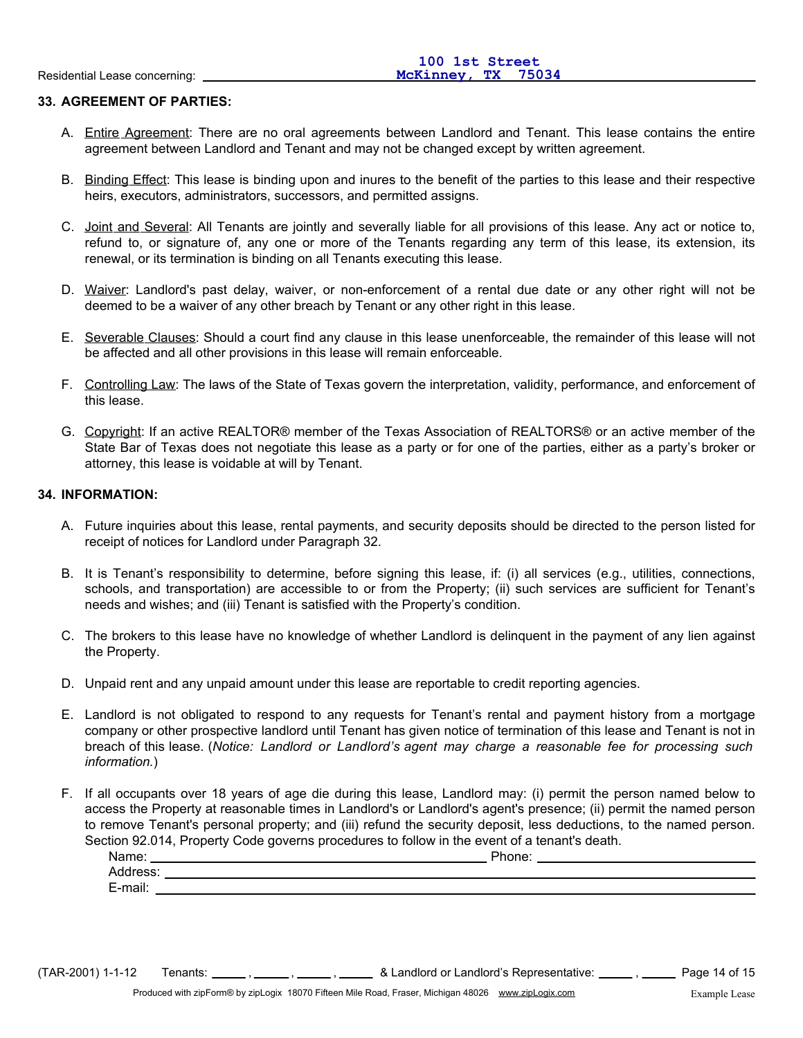## 33. AGREEMENT OF PARTIES:

A. Entire Agreement: There are no oral agreements between Landlord and Tenant. This lease contains the entire agreement between Landlord and Tenant and may not be changed except by written agreement.

B. Binding Effect: This lease is binding upon and inures to the benefit of the parties to this lease and their respective heirs, executors, administrators, successors, and permitted assigns.

C. Joint and Several: All Tenants are jointly and severally liable for all provisions of this lease. Any act or notice to, refund to, or signature of, any one or more of the Tenants regarding any term of this lease, its extension, its renewal, or its termination is binding on all Tenants executing this lease.

D. Waiver: Landlord's past delay, waiver, or non-enforcement of a rental due date or any other right will not be deemed to be a waiver of any other breach by Tenant or any other right in this lease.

E. Severable Clauses: Should a court find any clause in this lease unenforceable, the remainder of this lease will not be affected and all other provisions in this lease will remain enforceable.

F. Controlling Law: The laws of the State of Texas govern the interpretation, validity, performance, and enforcement of this lease.

G. Copyright: If an active REALTOR® member of the Texas Association of REALTORS® or an active member of the State Bar of Texas does not negotiate this lease as a party or for one of the parties, either as a party's broker or attorney, this lease is voidable at will by Tenant.

## 34. INFORMATION:

A. Future inquiries about this lease, rental payments, and security deposits should be directed to the person listed for receipt of notices for Landlord under Paragraph 32.

B. It is Tenant's responsibility to determine, before signing this lease, if: (i) all services (e.g., utilities, connections, schools, and transportation) are accessible to or from the Property; (ii) such services are sufficient for Tenant's needs and wishes; and (iii) Tenant is satisfied with the Property's condition.

C. The brokers to this lease have no knowledge of whether Landlord is delinquent in the payment of any lien against the Property.

D. Unpaid rent and any unpaid amount under this lease are reportable to credit reporting agencies.

E. Landlord is not obligated to respond to any requests for Tenant's rental and payment history from a mortgage company or other prospective landlord until Tenant has given notice of termination of this lease and Tenant is not in breach of this lease. (*Notice: Landlord or Landlord's agent may charge a reasonable fee for processing such information.*)

F. If all occupants over 18 years of age die during this lease, Landlord may: (i) permit the person named below to access the Property at reasonable times in Landlord's or Landlord's agent's presence; (ii) permit the named person to remove Tenant's personal property; and (iii) refund the security deposit, less deductions, to the named person. Section 92.014, Property Code governs procedures to follow in the event of a tenant's death.

Name: ______________________ Phone: ______________________
Address: ______________________
E-mail: ______________________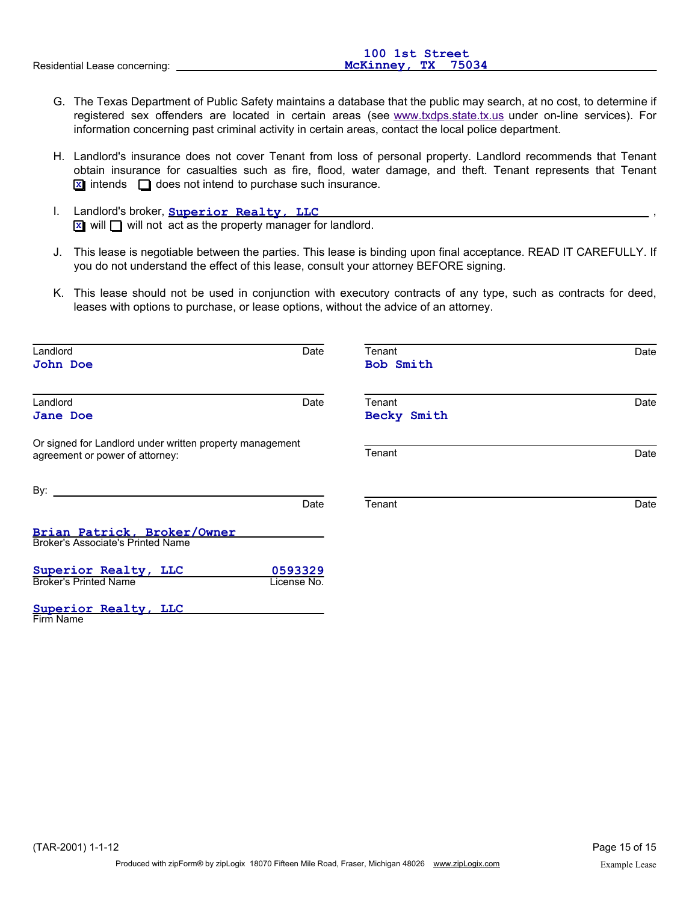Residential Lease concerning: 100 1st Street McKinney, TX 75034

G. The Texas Department of Public Safety maintains a database that the public may search, at no cost, to determine if registered sex offenders are located in certain areas (see www.txdps.state.tx.us under on-line services). For information concerning past criminal activity in certain areas, contact the local police department.

H. Landlord's insurance does not cover Tenant from loss of personal property. Landlord recommends that Tenant obtain insurance for casualties such as fire, flood, water damage, and theft. Tenant represents that Tenant [X] intends [ ] does not intend to purchase such insurance.

I. Landlord's broker, Superior Realty, LLC, [X] will [ ] will not act as the property manager for landlord.

J. This lease is negotiable between the parties. This lease is binding upon final acceptance. READ IT CAREFULLY. If you do not understand the effect of this lease, consult your attorney BEFORE signing.

K. This lease should not be used in conjunction with executory contracts of any type, such as contracts for deed, leases with options to purchase, or lease options, without the advice of an attorney.

| | |
|---|---|
| Landlord John Doe — Date | Tenant Bob Smith — Date |
| Landlord Jane Doe — Date | Tenant Becky Smith — Date |
| Or signed for Landlord under written property management agreement or power of attorney: | Tenant — Date |
| By: ______________ Date | Tenant — Date |

Brian Patrick, Broker/Owner
Broker's Associate's Printed Name

Superior Realty, LLC — 0593329
Broker's Printed Name — License No.

Superior Realty, LLC
Firm Name

(TAR-2001) 1-1-12

Produced with zipForm® by zipLogix 18070 Fifteen Mile Road, Fraser, Michigan 48026 www.zipLogix.com